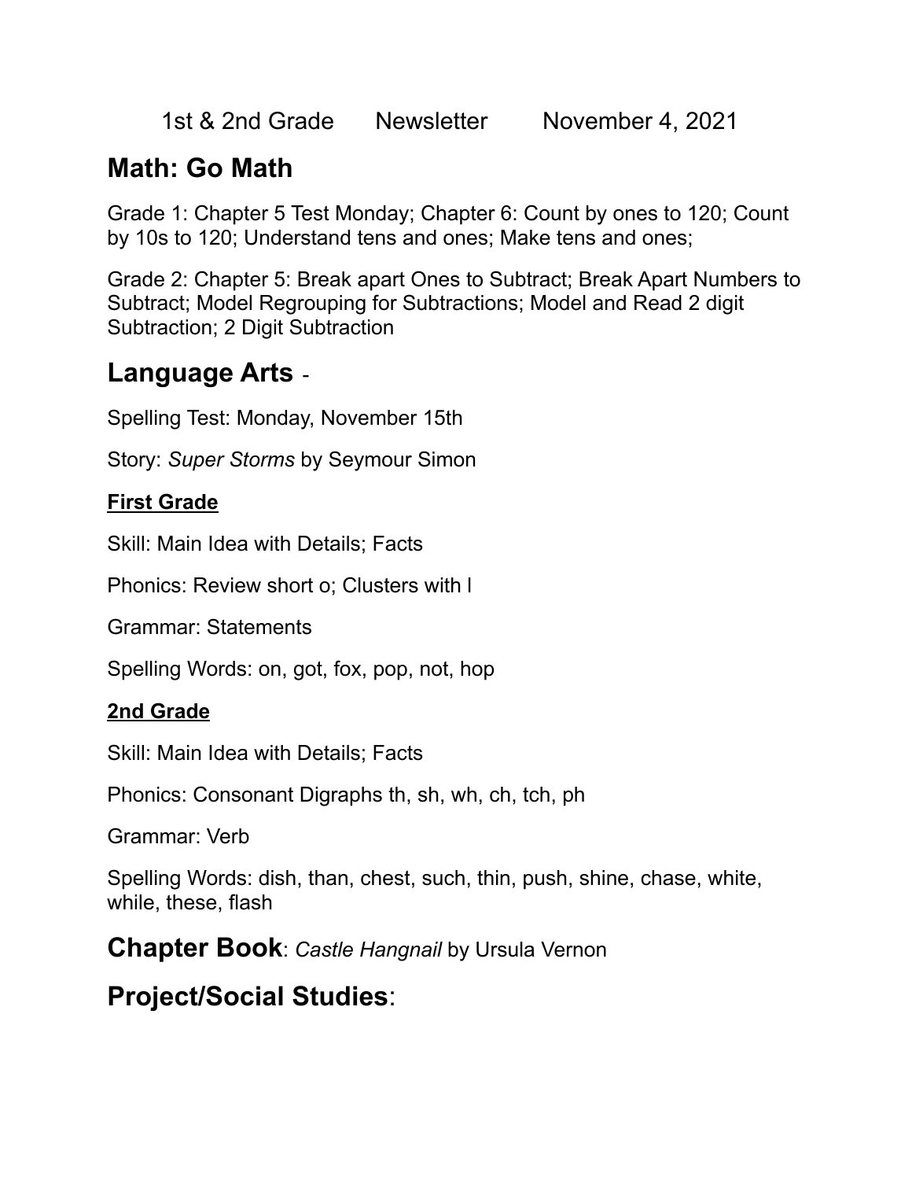1st & 2nd Grade Newsletter November 4, 2021

## Math: Go Math

Grade 1: Chapter 5 Test Monday; Chapter 6: Count by ones to 120; Count by 10s to 120; Understand tens and ones; Make tens and ones;

Grade 2: Chapter 5: Break apart Ones to Subtract; Break Apart Numbers to Subtract; Model Regrouping for Subtractions; Model and Read 2 digit Subtraction; 2 Digit Subtraction

## Language Arts -

Spelling Test: Monday, November 15th

Story: *Super Storms* by Seymour Simon

### First Grade

Skill: Main Idea with Details; Facts

Phonics: Review short o; Clusters with l

Grammar: Statements

Spelling Words: on, got, fox, pop, not, hop

### 2nd Grade

Skill: Main Idea with Details; Facts

Phonics: Consonant Digraphs th, sh, wh, ch, tch, ph

Grammar: Verb

Spelling Words: dish, than, chest, such, thin, push, shine, chase, white, while, these, flash

## Chapter Book: *Castle Hangnail* by Ursula Vernon

## Project/Social Studies: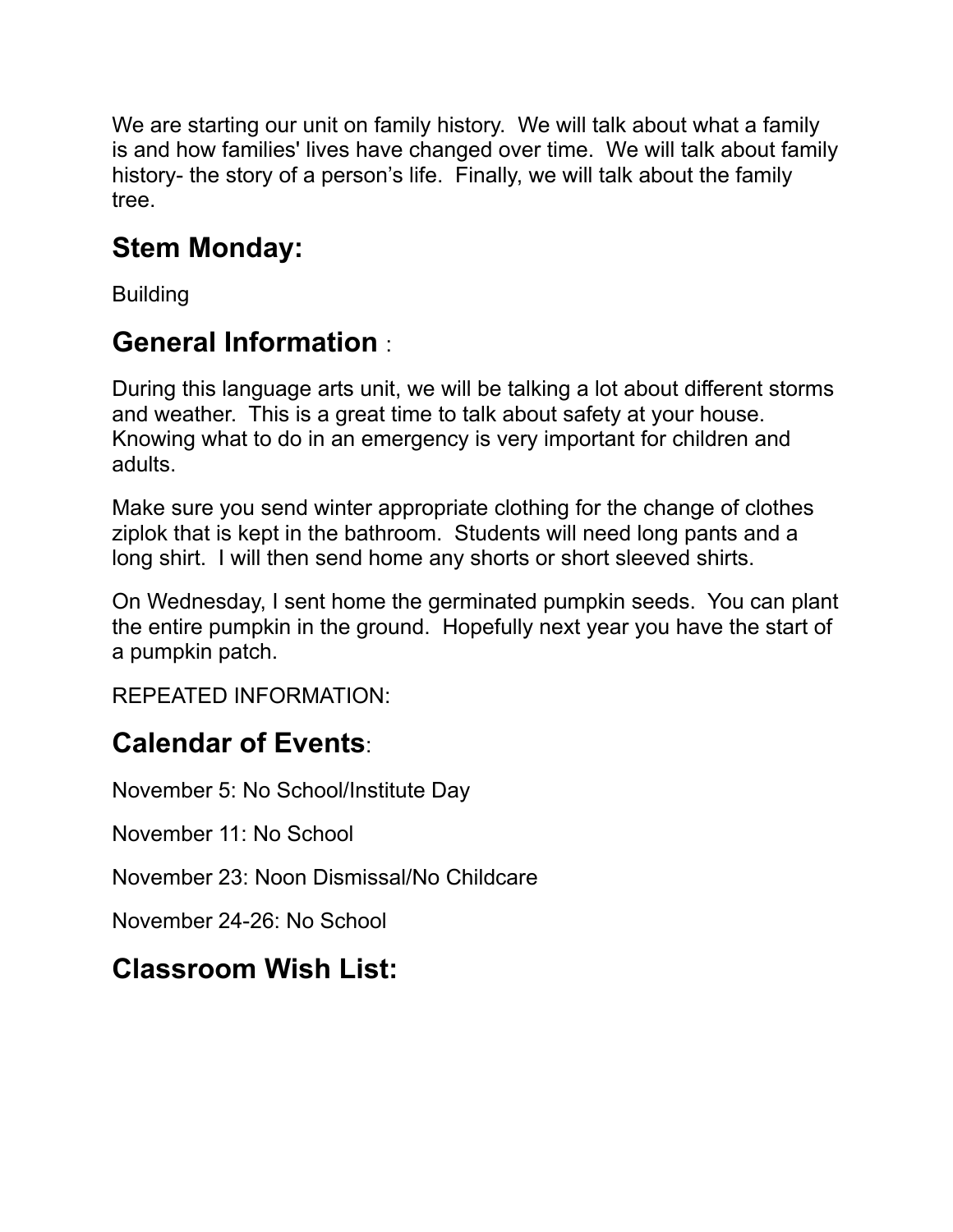We are starting our unit on family history. We will talk about what a family is and how families' lives have changed over time. We will talk about family history- the story of a person's life. Finally, we will talk about the family tree.

## Stem Monday:

Building

## General Information :

During this language arts unit, we will be talking a lot about different storms and weather. This is a great time to talk about safety at your house. Knowing what to do in an emergency is very important for children and adults.

Make sure you send winter appropriate clothing for the change of clothes ziplok that is kept in the bathroom. Students will need long pants and a long shirt. I will then send home any shorts or short sleeved shirts.

On Wednesday, I sent home the germinated pumpkin seeds. You can plant the entire pumpkin in the ground. Hopefully next year you have the start of a pumpkin patch.

REPEATED INFORMATION:

## Calendar of Events:

November 5: No School/Institute Day

November 11: No School

November 23: Noon Dismissal/No Childcare

November 24-26: No School

## Classroom Wish List: